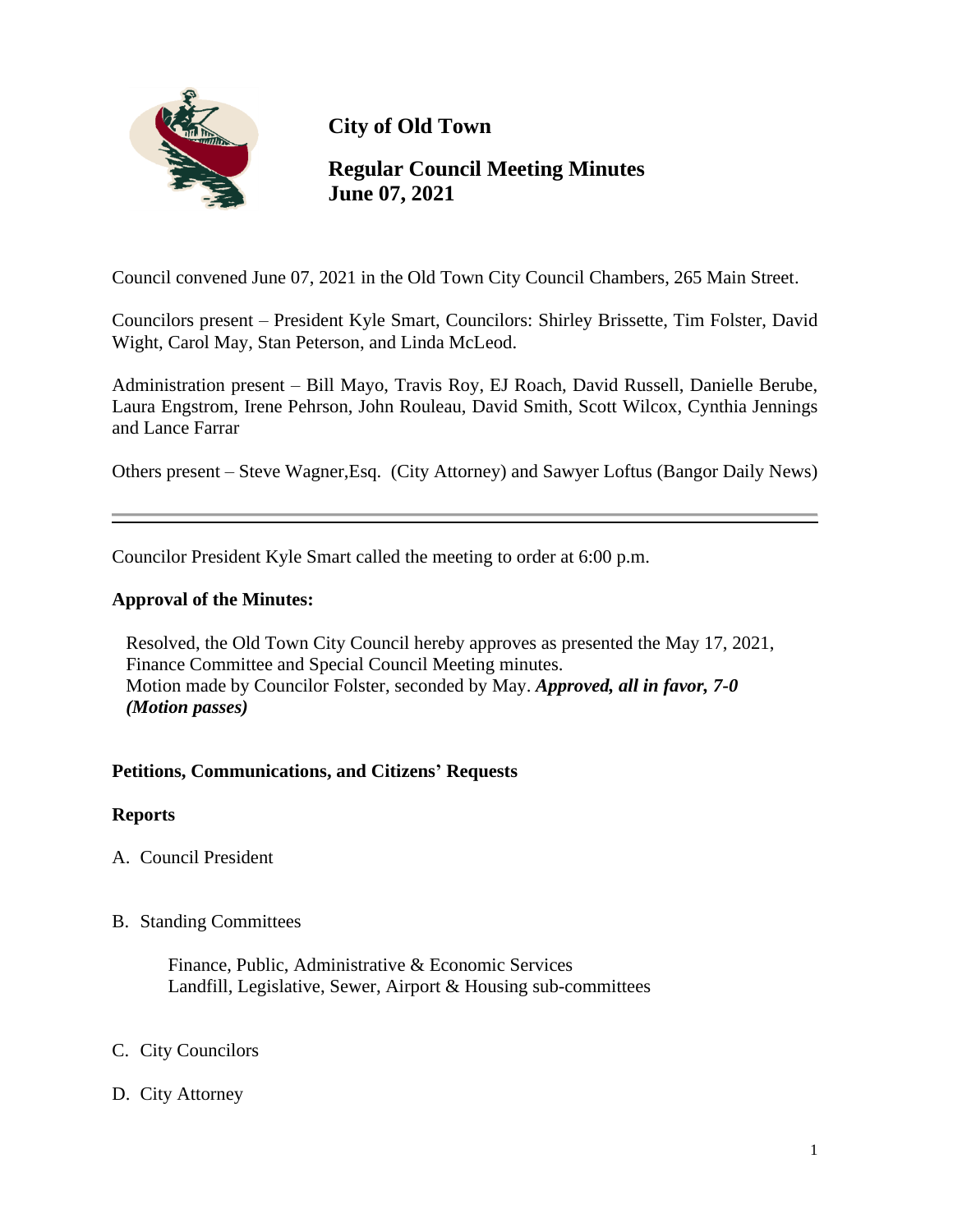# City of Old Town

## Regular Council Meeting Minutes
## June 07, 2021

Council convened June 07, 2021 in the Old Town City Council Chambers, 265 Main Street.

Councilors present – President Kyle Smart, Councilors: Shirley Brissette, Tim Folster, David Wight, Carol May, Stan Peterson, and Linda McLeod.

Administration present – Bill Mayo, Travis Roy, EJ Roach, David Russell, Danielle Berube, Laura Engstrom, Irene Pehrson, John Rouleau, David Smith, Scott Wilcox, Cynthia Jennings and Lance Farrar

Others present – Steve Wagner,Esq. (City Attorney) and Sawyer Loftus (Bangor Daily News)

---

Councilor President Kyle Smart called the meeting to order at 6:00 p.m.

**Approval of the Minutes:**

Resolved, the Old Town City Council hereby approves as presented the May 17, 2021, Finance Committee and Special Council Meeting minutes.
Motion made by Councilor Folster, seconded by May. ***Approved, all in favor, 7-0 (Motion passes)***

**Petitions, Communications, and Citizens' Requests**

**Reports**

A. Council President

B. Standing Committees

Finance, Public, Administrative & Economic Services
Landfill, Legislative, Sewer, Airport & Housing sub-committees

C. City Councilors

D. City Attorney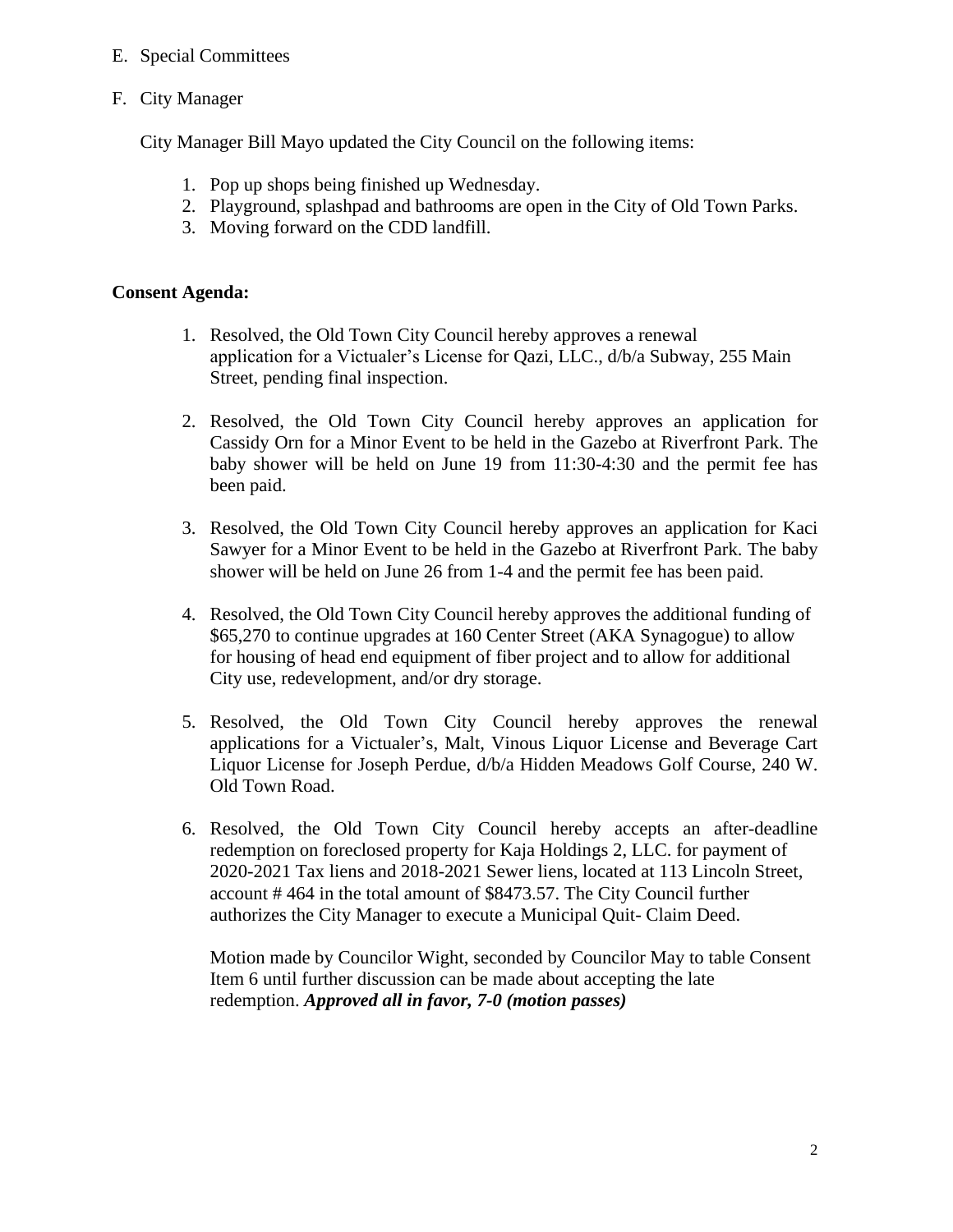E. Special Committees

F. City Manager

City Manager Bill Mayo updated the City Council on the following items:

1. Pop up shops being finished up Wednesday.
2. Playground, splashpad and bathrooms are open in the City of Old Town Parks.
3. Moving forward on the CDD landfill.

**Consent Agenda:**

1. Resolved, the Old Town City Council hereby approves a renewal application for a Victualer's License for Qazi, LLC., d/b/a Subway, 255 Main Street, pending final inspection.

2. Resolved, the Old Town City Council hereby approves an application for Cassidy Orn for a Minor Event to be held in the Gazebo at Riverfront Park. The baby shower will be held on June 19 from 11:30-4:30 and the permit fee has been paid.

3. Resolved, the Old Town City Council hereby approves an application for Kaci Sawyer for a Minor Event to be held in the Gazebo at Riverfront Park. The baby shower will be held on June 26 from 1-4 and the permit fee has been paid.

4. Resolved, the Old Town City Council hereby approves the additional funding of $65,270 to continue upgrades at 160 Center Street (AKA Synagogue) to allow for housing of head end equipment of fiber project and to allow for additional City use, redevelopment, and/or dry storage.

5. Resolved, the Old Town City Council hereby approves the renewal applications for a Victualer's, Malt, Vinous Liquor License and Beverage Cart Liquor License for Joseph Perdue, d/b/a Hidden Meadows Golf Course, 240 W. Old Town Road.

6. Resolved, the Old Town City Council hereby accepts an after-deadline redemption on foreclosed property for Kaja Holdings 2, LLC. for payment of 2020-2021 Tax liens and 2018-2021 Sewer liens, located at 113 Lincoln Street, account # 464 in the total amount of $8473.57. The City Council further authorizes the City Manager to execute a Municipal Quit- Claim Deed.

   Motion made by Councilor Wight, seconded by Councilor May to table Consent Item 6 until further discussion can be made about accepting the late redemption. ***Approved all in favor, 7-0 (motion passes)***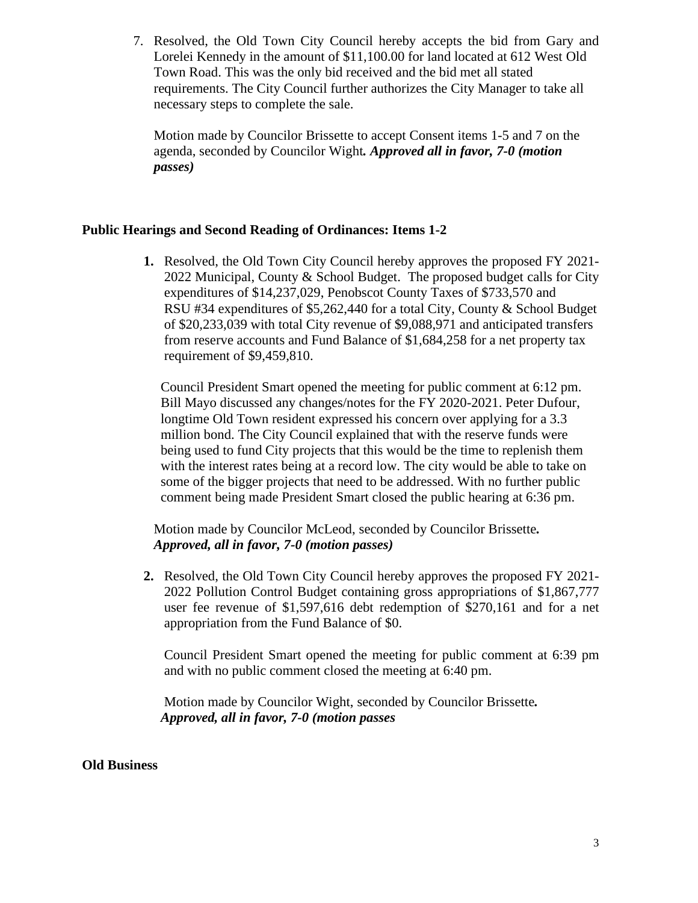7. Resolved, the Old Town City Council hereby accepts the bid from Gary and Lorelei Kennedy in the amount of $11,100.00 for land located at 612 West Old Town Road. This was the only bid received and the bid met all stated requirements. The City Council further authorizes the City Manager to take all necessary steps to complete the sale.

   Motion made by Councilor Brissette to accept Consent items 1-5 and 7 on the agenda, seconded by Councilor Wight***. Approved all in favor, 7-0 (motion passes)***

**Public Hearings and Second Reading of Ordinances: Items 1-2**

1. Resolved, the Old Town City Council hereby approves the proposed FY 2021-2022 Municipal, County & School Budget. The proposed budget calls for City expenditures of $14,237,029, Penobscot County Taxes of $733,570 and RSU #34 expenditures of $5,262,440 for a total City, County & School Budget of $20,233,039 with total City revenue of $9,088,971 and anticipated transfers from reserve accounts and Fund Balance of $1,684,258 for a net property tax requirement of $9,459,810.

   Council President Smart opened the meeting for public comment at 6:12 pm. Bill Mayo discussed any changes/notes for the FY 2020-2021. Peter Dufour, longtime Old Town resident expressed his concern over applying for a 3.3 million bond. The City Council explained that with the reserve funds were being used to fund City projects that this would be the time to replenish them with the interest rates being at a record low. The city would be able to take on some of the bigger projects that need to be addressed. With no further public comment being made President Smart closed the public hearing at 6:36 pm.

   Motion made by Councilor McLeod, seconded by Councilor Brissette***.*** ***Approved, all in favor, 7-0 (motion passes)***

2. Resolved, the Old Town City Council hereby approves the proposed FY 2021-2022 Pollution Control Budget containing gross appropriations of $1,867,777 user fee revenue of $1,597,616 debt redemption of $270,161 and for a net appropriation from the Fund Balance of $0.

   Council President Smart opened the meeting for public comment at 6:39 pm and with no public comment closed the meeting at 6:40 pm.

   Motion made by Councilor Wight, seconded by Councilor Brissette***.*** ***Approved, all in favor, 7-0 (motion passes***

**Old Business**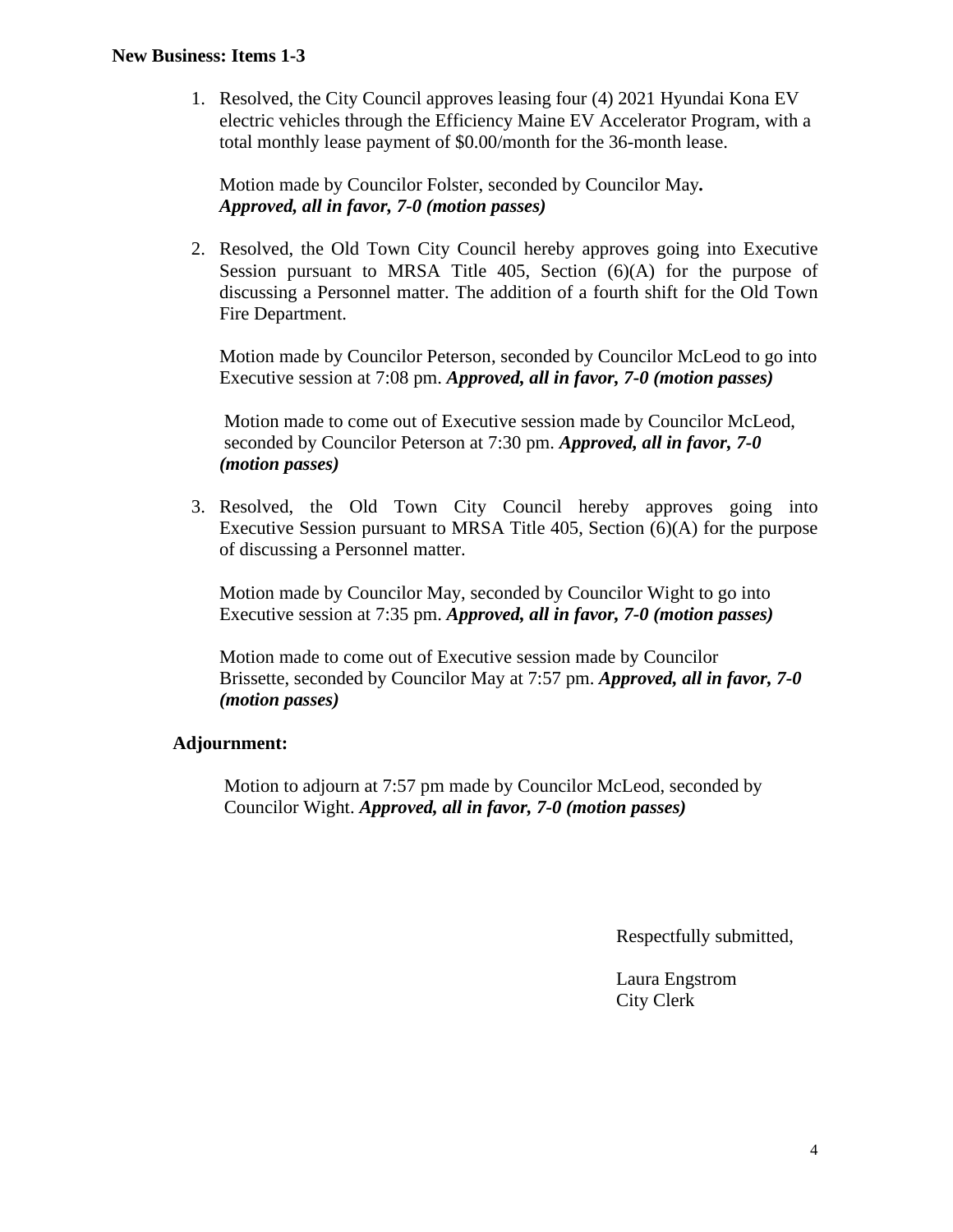**New Business: Items 1-3**

1. Resolved, the City Council approves leasing four (4) 2021 Hyundai Kona EV electric vehicles through the Efficiency Maine EV Accelerator Program, with a total monthly lease payment of $0.00/month for the 36-month lease.

   Motion made by Councilor Folster, seconded by Councilor May**.**
   ***Approved, all in favor, 7-0 (motion passes)***

2. Resolved, the Old Town City Council hereby approves going into Executive Session pursuant to MRSA Title 405, Section (6)(A) for the purpose of discussing a Personnel matter. The addition of a fourth shift for the Old Town Fire Department.

   Motion made by Councilor Peterson, seconded by Councilor McLeod to go into Executive session at 7:08 pm. ***Approved, all in favor, 7-0 (motion passes)***

   Motion made to come out of Executive session made by Councilor McLeod, seconded by Councilor Peterson at 7:30 pm. ***Approved, all in favor, 7-0 (motion passes)***

3. Resolved, the Old Town City Council hereby approves going into Executive Session pursuant to MRSA Title 405, Section (6)(A) for the purpose of discussing a Personnel matter.

   Motion made by Councilor May, seconded by Councilor Wight to go into Executive session at 7:35 pm. ***Approved, all in favor, 7-0 (motion passes)***

   Motion made to come out of Executive session made by Councilor Brissette, seconded by Councilor May at 7:57 pm. ***Approved, all in favor, 7-0 (motion passes)***

**Adjournment:**

Motion to adjourn at 7:57 pm made by Councilor McLeod, seconded by Councilor Wight. ***Approved, all in favor, 7-0 (motion passes)***

Respectfully submitted,

Laura Engstrom
City Clerk